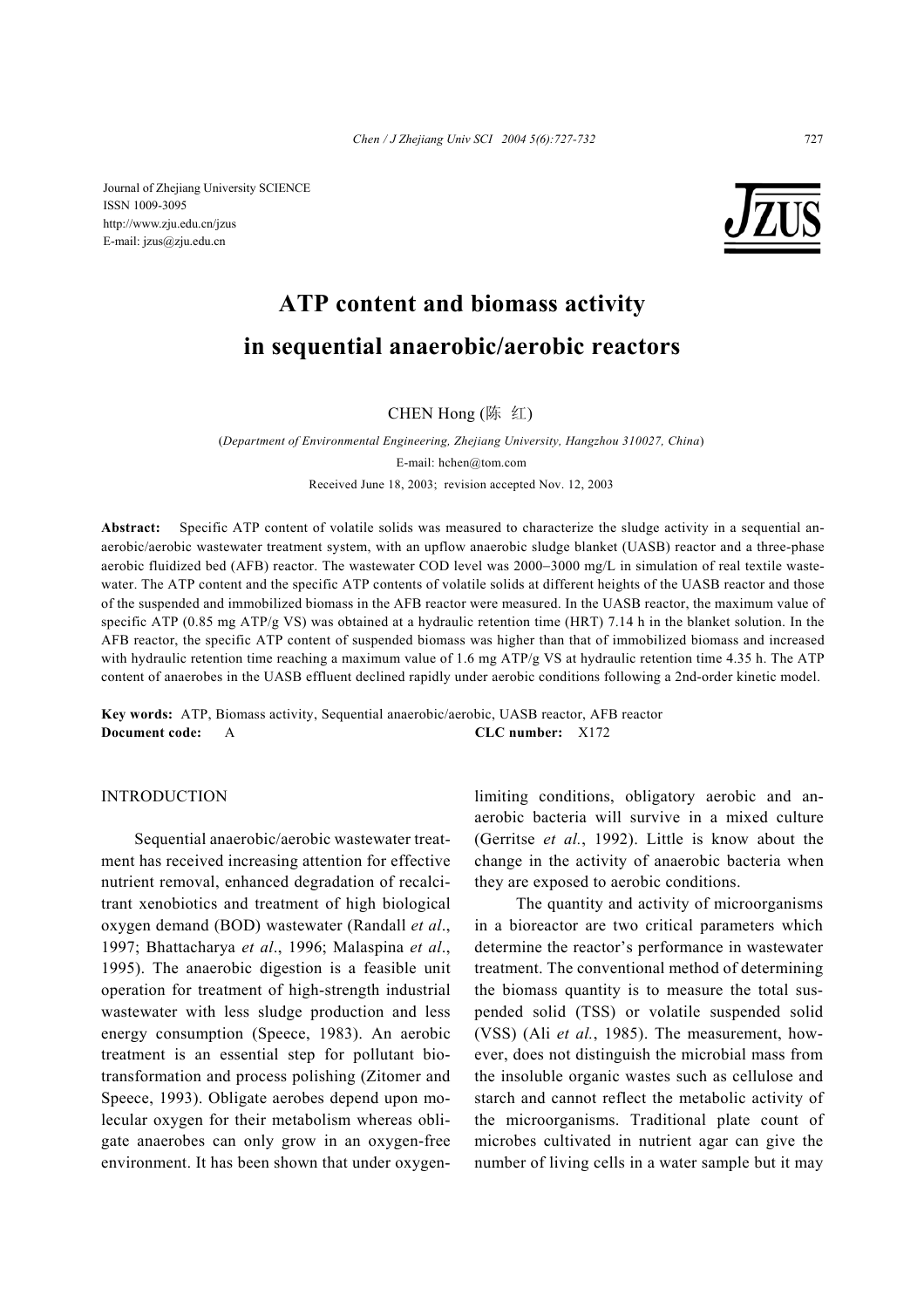Journal of Zhejiang University SCIENCE
ISSN 1009-3095
http://www.zju.edu.cn/jzus
E-mail: jzus@zju.edu.cn

# ATP content and biomass activity in sequential anaerobic/aerobic reactors

CHEN Hong (陈 红)

(*Department of Environmental Engineering, Zhejiang University, Hangzhou 310027, China*)

E-mail: hchen@tom.com

Received June 18, 2003; revision accepted Nov. 12, 2003

**Abstract:** Specific ATP content of volatile solids was measured to characterize the sludge activity in a sequential anaerobic/aerobic wastewater treatment system, with an upflow anaerobic sludge blanket (UASB) reactor and a three-phase aerobic fluidized bed (AFB) reactor. The wastewater COD level was 2000–3000 mg/L in simulation of real textile wastewater. The ATP content and the specific ATP contents of volatile solids at different heights of the UASB reactor and those of the suspended and immobilized biomass in the AFB reactor were measured. In the UASB reactor, the maximum value of specific ATP (0.85 mg ATP/g VS) was obtained at a hydraulic retention time (HRT) 7.14 h in the blanket solution. In the AFB reactor, the specific ATP content of suspended biomass was higher than that of immobilized biomass and increased with hydraulic retention time reaching a maximum value of 1.6 mg ATP/g VS at hydraulic retention time 4.35 h. The ATP content of anaerobes in the UASB effluent declined rapidly under aerobic conditions following a 2nd-order kinetic model.

**Key words:** ATP, Biomass activity, Sequential anaerobic/aerobic, UASB reactor, AFB reactor

**Document code:** A **CLC number:** X172

## INTRODUCTION

Sequential anaerobic/aerobic wastewater treatment has received increasing attention for effective nutrient removal, enhanced degradation of recalcitrant xenobiotics and treatment of high biological oxygen demand (BOD) wastewater (Randall *et al*., 1997; Bhattacharya *et al*., 1996; Malaspina *et al*., 1995). The anaerobic digestion is a feasible unit operation for treatment of high-strength industrial wastewater with less sludge production and less energy consumption (Speece, 1983). An aerobic treatment is an essential step for pollutant biotransformation and process polishing (Zitomer and Speece, 1993). Obligate aerobes depend upon molecular oxygen for their metabolism whereas obligate anaerobes can only grow in an oxygen-free environment. It has been shown that under oxygen-limiting conditions, obligatory aerobic and anaerobic bacteria will survive in a mixed culture (Gerritse *et al.*, 1992). Little is know about the change in the activity of anaerobic bacteria when they are exposed to aerobic conditions.

The quantity and activity of microorganisms in a bioreactor are two critical parameters which determine the reactor's performance in wastewater treatment. The conventional method of determining the biomass quantity is to measure the total suspended solid (TSS) or volatile suspended solid (VSS) (Ali *et al.*, 1985). The measurement, however, does not distinguish the microbial mass from the insoluble organic wastes such as cellulose and starch and cannot reflect the metabolic activity of the microorganisms. Traditional plate count of microbes cultivated in nutrient agar can give the number of living cells in a water sample but it may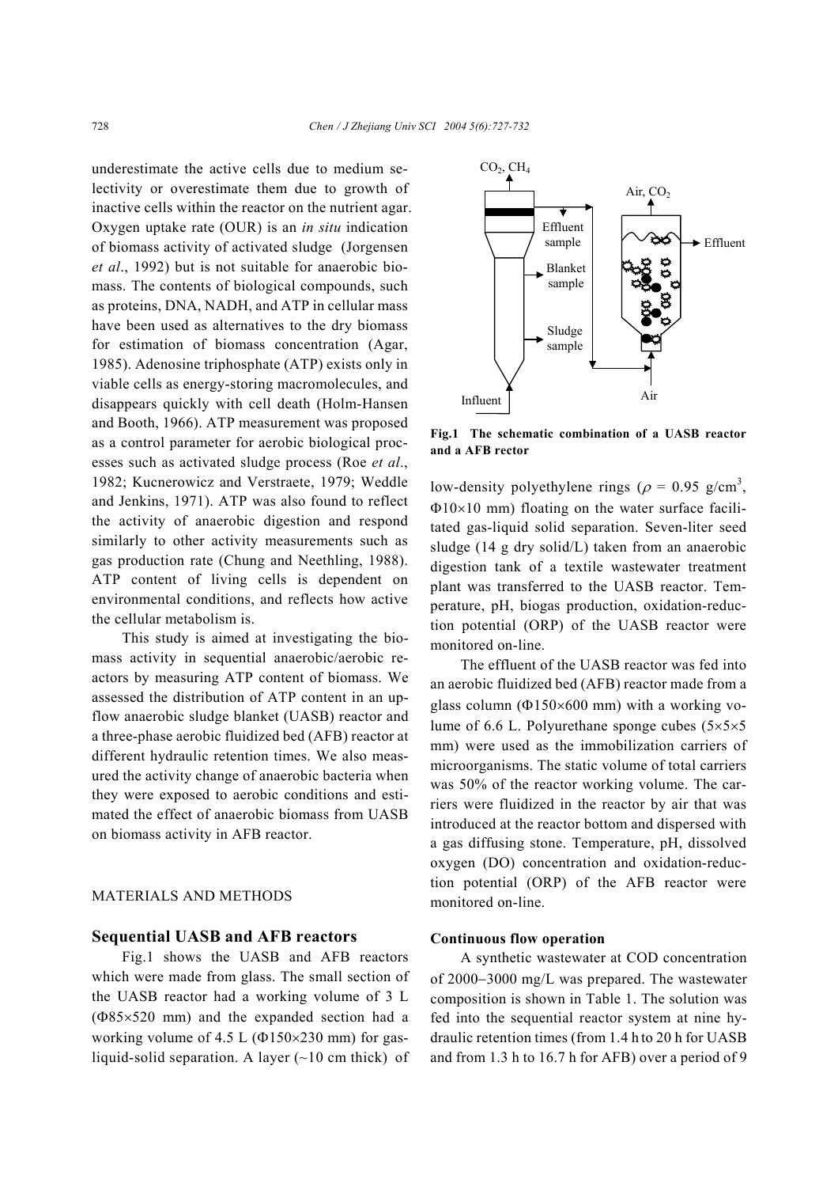underestimate the active cells due to medium selectivity or overestimate them due to growth of inactive cells within the reactor on the nutrient agar. Oxygen uptake rate (OUR) is an *in situ* indication of biomass activity of activated sludge (Jorgensen *et al*., 1992) but is not suitable for anaerobic biomass. The contents of biological compounds, such as proteins, DNA, NADH, and ATP in cellular mass have been used as alternatives to the dry biomass for estimation of biomass concentration (Agar, 1985). Adenosine triphosphate (ATP) exists only in viable cells as energy-storing macromolecules, and disappears quickly with cell death (Holm-Hansen and Booth, 1966). ATP measurement was proposed as a control parameter for aerobic biological processes such as activated sludge process (Roe *et al*., 1982; Kucnerowicz and Verstraete, 1979; Weddle and Jenkins, 1971). ATP was also found to reflect the activity of anaerobic digestion and respond similarly to other activity measurements such as gas production rate (Chung and Neethling, 1988). ATP content of living cells is dependent on environmental conditions, and reflects how active the cellular metabolism is.

This study is aimed at investigating the biomass activity in sequential anaerobic/aerobic reactors by measuring ATP content of biomass. We assessed the distribution of ATP content in an upflow anaerobic sludge blanket (UASB) reactor and a three-phase aerobic fluidized bed (AFB) reactor at different hydraulic retention times. We also measured the activity change of anaerobic bacteria when they were exposed to aerobic conditions and estimated the effect of anaerobic biomass from UASB on biomass activity in AFB reactor.

## MATERIALS AND METHODS

### Sequential UASB and AFB reactors

Fig.1 shows the UASB and AFB reactors which were made from glass. The small section of the UASB reactor had a working volume of 3 L (Φ85×520 mm) and the expanded section had a working volume of 4.5 L (Φ150×230 mm) for gas-liquid-solid separation. A layer (~10 cm thick) of low-density polyethylene rings ($\rho$ = 0.95 g/cm$^3$, Φ10×10 mm) floating on the water surface facilitated gas-liquid solid separation. Seven-liter seed sludge (14 g dry solid/L) taken from an anaerobic digestion tank of a textile wastewater treatment plant was transferred to the UASB reactor. Temperature, pH, biogas production, oxidation-reduction potential (ORP) of the UASB reactor were monitored on-line.

**Fig.1 The schematic combination of a UASB reactor and a AFB rector**

The effluent of the UASB reactor was fed into an aerobic fluidized bed (AFB) reactor made from a glass column (Φ150×600 mm) with a working volume of 6.6 L. Polyurethane sponge cubes (5×5×5 mm) were used as the immobilization carriers of microorganisms. The static volume of total carriers was 50% of the reactor working volume. The carriers were fluidized in the reactor by air that was introduced at the reactor bottom and dispersed with a gas diffusing stone. Temperature, pH, dissolved oxygen (DO) concentration and oxidation-reduction potential (ORP) of the AFB reactor were monitored on-line.

#### Continuous flow operation

A synthetic wastewater at COD concentration of 2000−3000 mg/L was prepared. The wastewater composition is shown in Table 1. The solution was fed into the sequential reactor system at nine hydraulic retention times (from 1.4 h to 20 h for UASB and from 1.3 h to 16.7 h for AFB) over a period of 9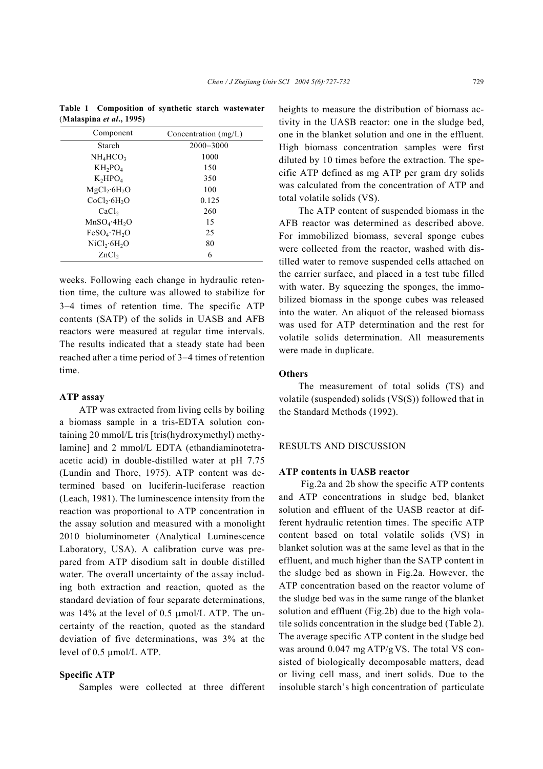**Table 1 Composition of synthetic starch wastewater (Malaspina *et al*., 1995)**

| Component | Concentration (mg/L) |
|---|---|
| Starch | 2000−3000 |
| $NH_4HCO_3$ | 1000 |
| $KH_2PO_4$ | 150 |
| $K_2HPO_4$ | 350 |
| $MgCl_2 \cdot 6H_2O$ | 100 |
| $CoCl_2 \cdot 6H_2O$ | 0.125 |
| $CaCl_2$ | 260 |
| $MnSO_4 \cdot 4H_2O$ | 15 |
| $FeSO_4 \cdot 7H_2O$ | 25 |
| $NiCl_2 \cdot 6H_2O$ | 80 |
| $ZnCl_2$ | 6 |

weeks. Following each change in hydraulic retention time, the culture was allowed to stabilize for 3−4 times of retention time. The specific ATP contents (SATP) of the solids in UASB and AFB reactors were measured at regular time intervals. The results indicated that a steady state had been reached after a time period of 3−4 times of retention time.

### ATP assay

ATP was extracted from living cells by boiling a biomass sample in a tris-EDTA solution containing 20 mmol/L tris [tris(hydroxymethyl) methylamine] and 2 mmol/L EDTA (ethandiaminotetraacetic acid) in double-distilled water at pH 7.75 (Lundin and Thore, 1975). ATP content was determined based on luciferin-luciferase reaction (Leach, 1981). The luminescence intensity from the reaction was proportional to ATP concentration in the assay solution and measured with a monolight 2010 bioluminometer (Analytical Luminescence Laboratory, USA). A calibration curve was prepared from ATP disodium salt in double distilled water. The overall uncertainty of the assay including both extraction and reaction, quoted as the standard deviation of four separate determinations, was 14% at the level of 0.5 μmol/L ATP. The uncertainty of the reaction, quoted as the standard deviation of five determinations, was 3% at the level of 0.5 μmol/L ATP.

### Specific ATP

Samples were collected at three different heights to measure the distribution of biomass activity in the UASB reactor: one in the sludge bed, one in the blanket solution and one in the effluent. High biomass concentration samples were first diluted by 10 times before the extraction. The specific ATP defined as mg ATP per gram dry solids was calculated from the concentration of ATP and total volatile solids (VS).

The ATP content of suspended biomass in the AFB reactor was determined as described above. For immobilized biomass, several sponge cubes were collected from the reactor, washed with distilled water to remove suspended cells attached on the carrier surface, and placed in a test tube filled with water. By squeezing the sponges, the immobilized biomass in the sponge cubes was released into the water. An aliquot of the released biomass was used for ATP determination and the rest for volatile solids determination. All measurements were made in duplicate.

### Others

The measurement of total solids (TS) and volatile (suspended) solids (VS(S)) followed that in the Standard Methods (1992).

## RESULTS AND DISCUSSION

### ATP contents in UASB reactor

Fig.2a and 2b show the specific ATP contents and ATP concentrations in sludge bed, blanket solution and effluent of the UASB reactor at different hydraulic retention times. The specific ATP content based on total volatile solids (VS) in blanket solution was at the same level as that in the effluent, and much higher than the SATP content in the sludge bed as shown in Fig.2a. However, the ATP concentration based on the reactor volume of the sludge bed was in the same range of the blanket solution and effluent (Fig.2b) due to the high volatile solids concentration in the sludge bed (Table 2). The average specific ATP content in the sludge bed was around 0.047 mg ATP/g VS. The total VS consisted of biologically decomposable matters, dead or living cell mass, and inert solids. Due to the insoluble starch's high concentration of particulate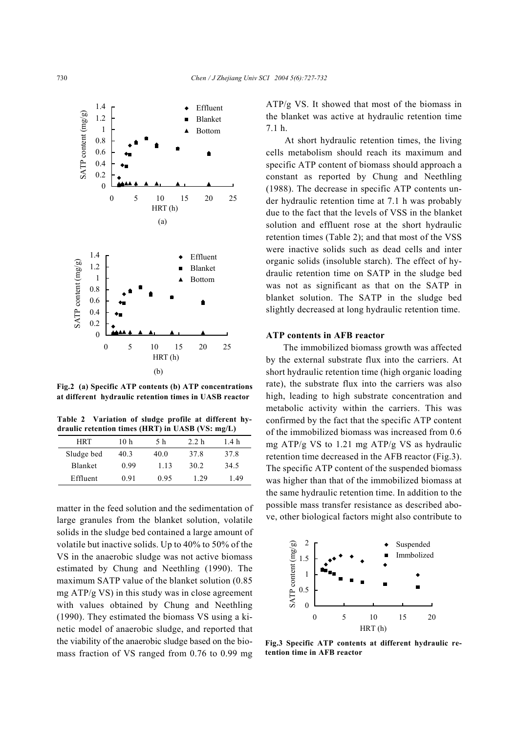Fig.2 (a) Specific ATP contents (b) ATP concentrations at different hydraulic retention times in UASB reactor

Table 2 Variation of sludge profile at different hydraulic retention times (HRT) in UASB (VS: mg/L)

| HRT | 10 h | 5 h | 2.2 h | 1.4 h |
|---|---|---|---|---|
| Sludge bed | 40.3 | 40.0 | 37.8 | 37.8 |
| Blanket | 0.99 | 1.13 | 30.2 | 34.5 |
| Effluent | 0.91 | 0.95 | 1.29 | 1.49 |

matter in the feed solution and the sedimentation of large granules from the blanket solution, volatile solids in the sludge bed contained a large amount of volatile but inactive solids. Up to 40% to 50% of the VS in the anaerobic sludge was not active biomass estimated by Chung and Neethling (1990). The maximum SATP value of the blanket solution (0.85 mg ATP/g VS) in this study was in close agreement with values obtained by Chung and Neethling (1990). They estimated the biomass VS using a kinetic model of anaerobic sludge, and reported that the viability of the anaerobic sludge based on the biomass fraction of VS ranged from 0.76 to 0.99 mg ATP/g VS. It showed that most of the biomass in the blanket was active at hydraulic retention time 7.1 h.

At short hydraulic retention times, the living cells metabolism should reach its maximum and specific ATP content of biomass should approach a constant as reported by Chung and Neethling (1988). The decrease in specific ATP contents under hydraulic retention time at 7.1 h was probably due to the fact that the levels of VSS in the blanket solution and effluent rose at the short hydraulic retention times (Table 2); and that most of the VSS were inactive solids such as dead cells and inter organic solids (insoluble starch). The effect of hydraulic retention time on SATP in the sludge bed was not as significant as that on the SATP in blanket solution. The SATP in the sludge bed slightly decreased at long hydraulic retention time.

### ATP contents in AFB reactor

The immobilized biomass growth was affected by the external substrate flux into the carriers. At short hydraulic retention time (high organic loading rate), the substrate flux into the carriers was also high, leading to high substrate concentration and metabolic activity within the carriers. This was confirmed by the fact that the specific ATP content of the immobilized biomass was increased from 0.6 mg ATP/g VS to 1.21 mg ATP/g VS as hydraulic retention time decreased in the AFB reactor (Fig.3). The specific ATP content of the suspended biomass was higher than that of the immobilized biomass at the same hydraulic retention time. In addition to the possible mass transfer resistance as described above, other biological factors might also contribute to

Fig.3 Specific ATP contents at different hydraulic retention time in AFB reactor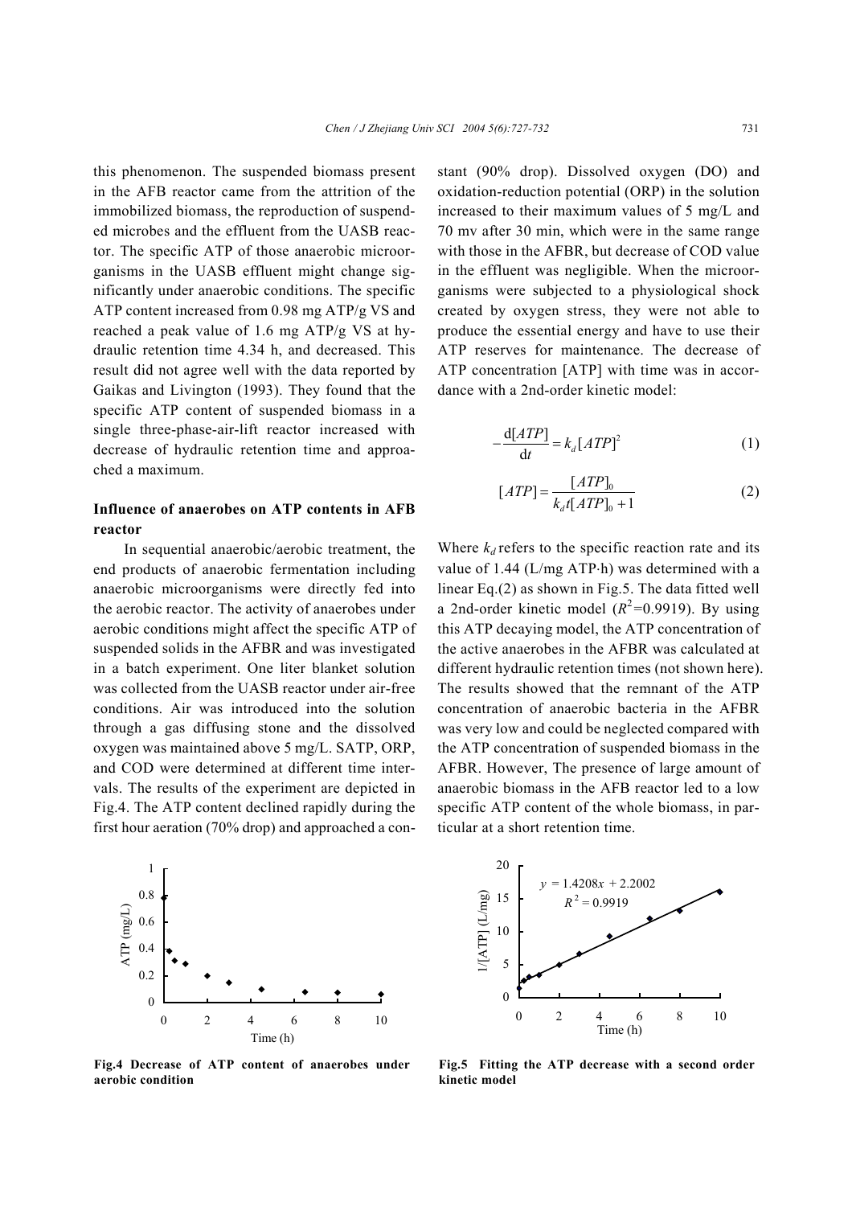this phenomenon. The suspended biomass present in the AFB reactor came from the attrition of the immobilized biomass, the reproduction of suspended microbes and the effluent from the UASB reactor. The specific ATP of those anaerobic microorganisms in the UASB effluent might change significantly under anaerobic conditions. The specific ATP content increased from 0.98 mg ATP/g VS and reached a peak value of 1.6 mg ATP/g VS at hydraulic retention time 4.34 h, and decreased. This result did not agree well with the data reported by Gaikas and Livington (1993). They found that the specific ATP content of suspended biomass in a single three-phase-air-lift reactor increased with decrease of hydraulic retention time and approached a maximum.

### Influence of anaerobes on ATP contents in AFB reactor

In sequential anaerobic/aerobic treatment, the end products of anaerobic fermentation including anaerobic microorganisms were directly fed into the aerobic reactor. The activity of anaerobes under aerobic conditions might affect the specific ATP of suspended solids in the AFBR and was investigated in a batch experiment. One liter blanket solution was collected from the UASB reactor under air-free conditions. Air was introduced into the solution through a gas diffusing stone and the dissolved oxygen was maintained above 5 mg/L. SATP, ORP, and COD were determined at different time intervals. The results of the experiment are depicted in Fig.4. The ATP content declined rapidly during the first hour aeration (70% drop) and approached a constant (90% drop). Dissolved oxygen (DO) and oxidation-reduction potential (ORP) in the solution increased to their maximum values of 5 mg/L and 70 mv after 30 min, which were in the same range with those in the AFBR, but decrease of COD value in the effluent was negligible. When the microorganisms were subjected to a physiological shock created by oxygen stress, they were not able to produce the essential energy and have to use their ATP reserves for maintenance. The decrease of ATP concentration [ATP] with time was in accordance with a 2nd-order kinetic model:

$$-\frac{\mathrm{d}[ATP]}{\mathrm{d}t} = k_d [ATP]^2 \quad (1)$$

$$[ATP] = \frac{[ATP]_0}{k_d t [ATP]_0 + 1} \quad (2)$$

Where $k_d$ refers to the specific reaction rate and its value of 1.44 (L/mg ATP·h) was determined with a linear Eq.(2) as shown in Fig.5. The data fitted well a 2nd-order kinetic model ($R^2$=0.9919). By using this ATP decaying model, the ATP concentration of the active anaerobes in the AFBR was calculated at different hydraulic retention times (not shown here). The results showed that the remnant of the ATP concentration of anaerobic bacteria in the AFBR was very low and could be neglected compared with the ATP concentration of suspended biomass in the AFBR. However, The presence of large amount of anaerobic biomass in the AFB reactor led to a low specific ATP content of the whole biomass, in particular at a short retention time.

**Fig.4 Decrease of ATP content of anaerobes under aerobic condition**

**Fig.5 Fitting the ATP decrease with a second order kinetic model**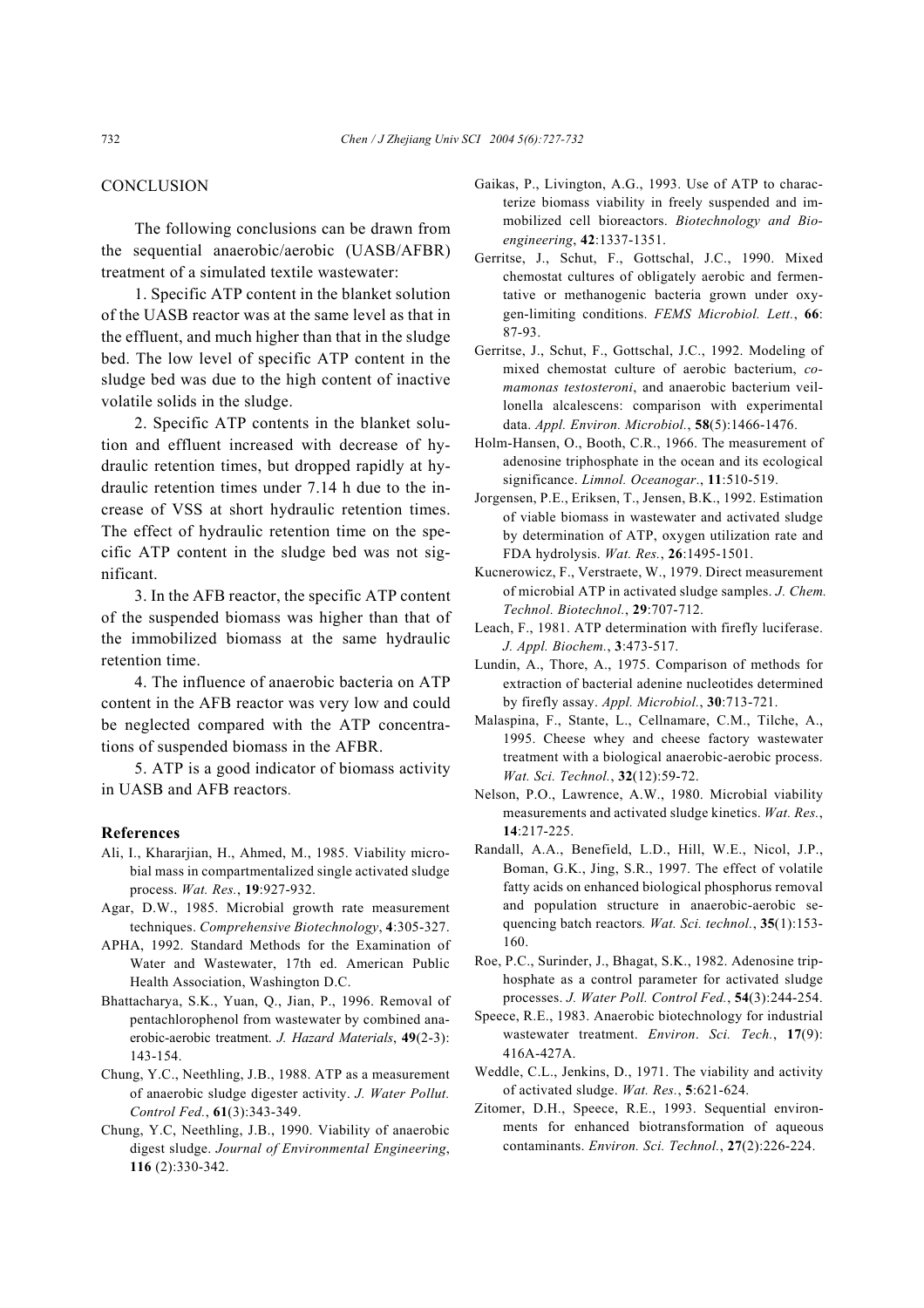## CONCLUSION

The following conclusions can be drawn from the sequential anaerobic/aerobic (UASB/AFBR) treatment of a simulated textile wastewater:

1. Specific ATP content in the blanket solution of the UASB reactor was at the same level as that in the effluent, and much higher than that in the sludge bed. The low level of specific ATP content in the sludge bed was due to the high content of inactive volatile solids in the sludge.

2. Specific ATP contents in the blanket solution and effluent increased with decrease of hydraulic retention times, but dropped rapidly at hydraulic retention times under 7.14 h due to the increase of VSS at short hydraulic retention times. The effect of hydraulic retention time on the specific ATP content in the sludge bed was not significant.

3. In the AFB reactor, the specific ATP content of the suspended biomass was higher than that of the immobilized biomass at the same hydraulic retention time.

4. The influence of anaerobic bacteria on ATP content in the AFB reactor was very low and could be neglected compared with the ATP concentrations of suspended biomass in the AFBR.

5. ATP is a good indicator of biomass activity in UASB and AFB reactors.

### References

Ali, I., Khararjian, H., Ahmed, M., 1985. Viability microbial mass in compartmentalized single activated sludge process. *Wat. Res.*, **19**:927-932.

Agar, D.W., 1985. Microbial growth rate measurement techniques. *Comprehensive Biotechnology*, **4**:305-327.

APHA, 1992. Standard Methods for the Examination of Water and Wastewater, 17th ed. American Public Health Association, Washington D.C.

Bhattacharya, S.K., Yuan, Q., Jian, P., 1996. Removal of pentachlorophenol from wastewater by combined anaerobic-aerobic treatment. *J. Hazard Materials*, **49**(2-3): 143-154.

Chung, Y.C., Neethling, J.B., 1988. ATP as a measurement of anaerobic sludge digester activity. *J. Water Pollut. Control Fed.*, **61**(3):343-349.

Chung, Y.C, Neethling, J.B., 1990. Viability of anaerobic digest sludge. *Journal of Environmental Engineering*, **116** (2):330-342.

Gaikas, P., Livington, A.G., 1993. Use of ATP to characterize biomass viability in freely suspended and immobilized cell bioreactors. *Biotechnology and Bioengineering*, **42**:1337-1351.

Gerritse, J., Schut, F., Gottschal, J.C., 1990. Mixed chemostat cultures of obligately aerobic and fermentative or methanogenic bacteria grown under oxygen-limiting conditions. *FEMS Microbiol. Lett.*, **66**: 87-93.

Gerritse, J., Schut, F., Gottschal, J.C., 1992. Modeling of mixed chemostat culture of aerobic bacterium, *comamonas testosteroni*, and anaerobic bacterium veillonella alcalescens: comparison with experimental data. *Appl. Environ. Microbiol.*, **58**(5):1466-1476.

Holm-Hansen, O., Booth, C.R., 1966. The measurement of adenosine triphosphate in the ocean and its ecological significance. *Limnol. Oceanogar.*, **11**:510-519.

Jorgensen, P.E., Eriksen, T., Jensen, B.K., 1992. Estimation of viable biomass in wastewater and activated sludge by determination of ATP, oxygen utilization rate and FDA hydrolysis. *Wat. Res.*, **26**:1495-1501.

Kucnerowicz, F., Verstraete, W., 1979. Direct measurement of microbial ATP in activated sludge samples. *J. Chem. Technol. Biotechnol.*, **29**:707-712.

Leach, F., 1981. ATP determination with firefly luciferase. *J. Appl. Biochem.*, **3**:473-517.

Lundin, A., Thore, A., 1975. Comparison of methods for extraction of bacterial adenine nucleotides determined by firefly assay. *Appl. Microbiol.*, **30**:713-721.

Malaspina, F., Stante, L., Cellnamare, C.M., Tilche, A., 1995. Cheese whey and cheese factory wastewater treatment with a biological anaerobic-aerobic process. *Wat. Sci. Technol.*, **32**(12):59-72.

Nelson, P.O., Lawrence, A.W., 1980. Microbial viability measurements and activated sludge kinetics. *Wat. Res.*, **14**:217-225.

Randall, A.A., Benefield, L.D., Hill, W.E., Nicol, J.P., Boman, G.K., Jing, S.R., 1997. The effect of volatile fatty acids on enhanced biological phosphorus removal and population structure in anaerobic-aerobic sequencing batch reactors*. Wat. Sci. technol.*, **35**(1):153-160.

Roe, P.C., Surinder, J., Bhagat, S.K., 1982. Adenosine triphosphate as a control parameter for activated sludge processes. *J. Water Poll. Control Fed.*, **54**(3):244-254.

Speece, R.E., 1983. Anaerobic biotechnology for industrial wastewater treatment. *Environ*. *Sci. Tech.*, **17**(9): 416A-427A.

Weddle, C.L., Jenkins, D., 1971. The viability and activity of activated sludge. *Wat. Res.*, **5**:621-624.

Zitomer, D.H., Speece, R.E., 1993. Sequential environments for enhanced biotransformation of aqueous contaminants. *Environ. Sci. Technol.*, **27**(2):226-224.